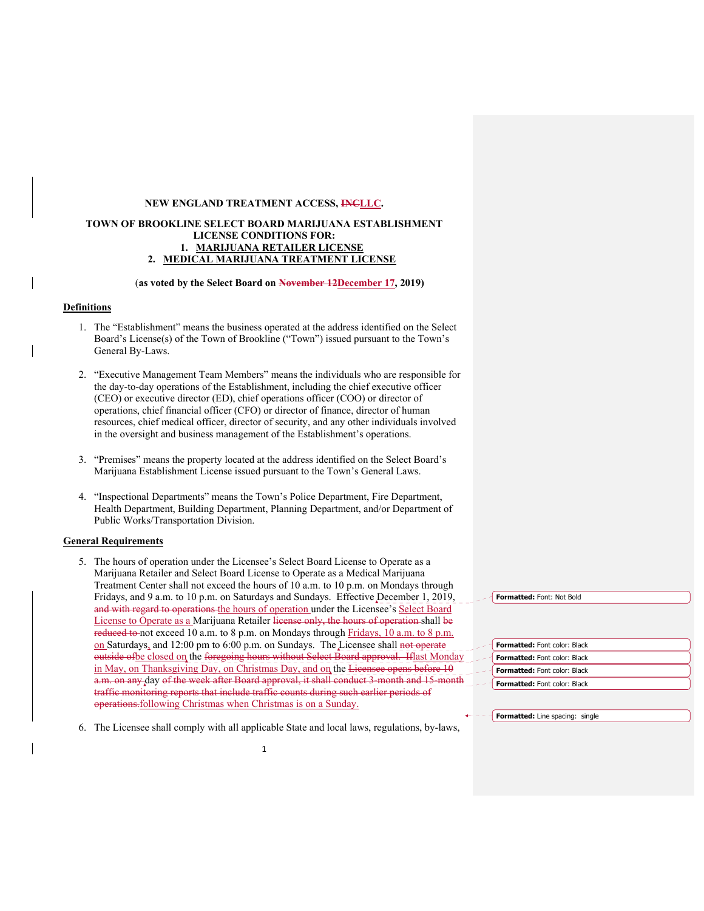**NEW ENGLAND TREATMENT ACCESS, ~~INC~~LLC.**

**TOWN OF BROOKLINE SELECT BOARD MARIJUANA ESTABLISHMENT LICENSE CONDITIONS FOR:**

**1. MARIJUANA RETAILER LICENSE**
**2. MEDICAL MARIJUANA TREATMENT LICENSE**

**(as voted by the Select Board on ~~November 12~~December 17, 2019)**

## Definitions

1. The "Establishment" means the business operated at the address identified on the Select Board's License(s) of the Town of Brookline ("Town") issued pursuant to the Town's General By-Laws.

2. "Executive Management Team Members" means the individuals who are responsible for the day-to-day operations of the Establishment, including the chief executive officer (CEO) or executive director (ED), chief operations officer (COO) or director of operations, chief financial officer (CFO) or director of finance, director of human resources, chief medical officer, director of security, and any other individuals involved in the oversight and business management of the Establishment's operations.

3. "Premises" means the property located at the address identified on the Select Board's Marijuana Establishment License issued pursuant to the Town's General Laws.

4. "Inspectional Departments" means the Town's Police Department, Fire Department, Health Department, Building Department, Planning Department, and/or Department of Public Works/Transportation Division.

## General Requirements

5. The hours of operation under the Licensee's Select Board License to Operate as a Marijuana Retailer and Select Board License to Operate as a Medical Marijuana Treatment Center shall not exceed the hours of 10 a.m. to 10 p.m. on Mondays through Fridays, and 9 a.m. to 10 p.m. on Saturdays and Sundays. Effective December 1, 2019, ~~and with regard to operations~~ the hours of operation under the Licensee's Select Board License to Operate as a Marijuana Retailer ~~license only, the hours of operation~~ shall ~~be reduced to~~ not exceed 10 a.m. to 8 p.m. on Mondays through Fridays, 10 a.m. to 8 p.m. on Saturdays, and 12:00 pm to 6:00 p.m. on Sundays. The Licensee shall ~~not operate outside of~~ be closed on the ~~foregoing hours without Select Board approval. If~~ last Monday in May, on Thanksgiving Day, on Christmas Day, and on the ~~Licensee opens before 10 a.m. on any~~ day ~~of the week after Board approval, it shall conduct 3-month and 15-month traffic monitoring reports that include traffic counts during such earlier periods of operations.~~ following Christmas when Christmas is on a Sunday.

6. The Licensee shall comply with all applicable State and local laws, regulations, by-laws,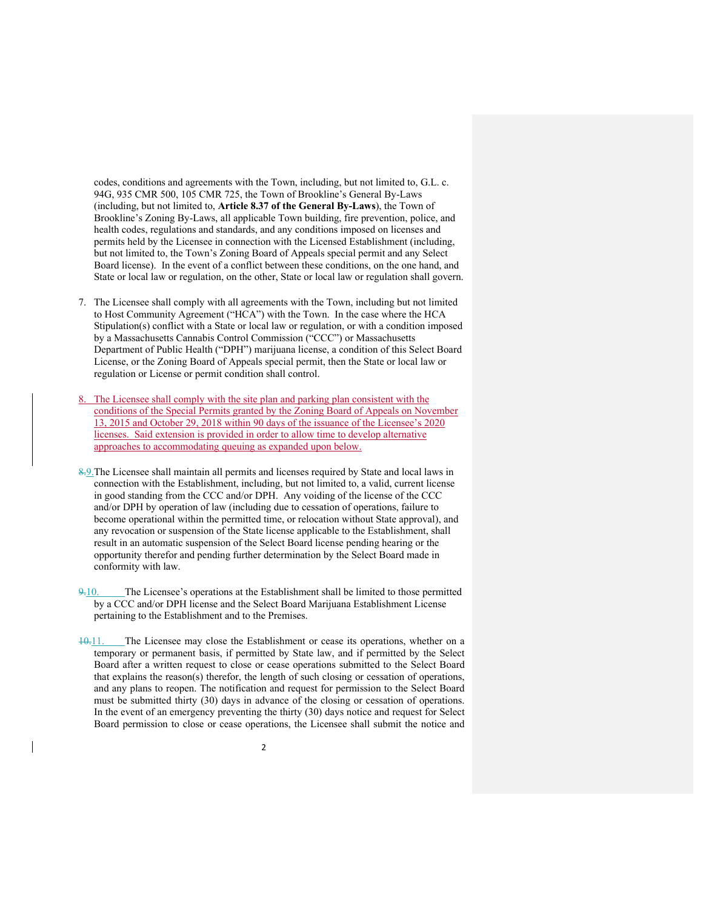codes, conditions and agreements with the Town, including, but not limited to, G.L. c. 94G, 935 CMR 500, 105 CMR 725, the Town of Brookline's General By-Laws (including, but not limited to, **Article 8.37 of the General By-Laws**), the Town of Brookline's Zoning By-Laws, all applicable Town building, fire prevention, police, and health codes, regulations and standards, and any conditions imposed on licenses and permits held by the Licensee in connection with the Licensed Establishment (including, but not limited to, the Town's Zoning Board of Appeals special permit and any Select Board license). In the event of a conflict between these conditions, on the one hand, and State or local law or regulation, on the other, State or local law or regulation shall govern.

7. The Licensee shall comply with all agreements with the Town, including but not limited to Host Community Agreement ("HCA") with the Town. In the case where the HCA Stipulation(s) conflict with a State or local law or regulation, or with a condition imposed by a Massachusetts Cannabis Control Commission ("CCC") or Massachusetts Department of Public Health ("DPH") marijuana license, a condition of this Select Board License, or the Zoning Board of Appeals special permit, then the State or local law or regulation or License or permit condition shall control.

8. The Licensee shall comply with the site plan and parking plan consistent with the conditions of the Special Permits granted by the Zoning Board of Appeals on November 13, 2015 and October 29, 2018 within 90 days of the issuance of the Licensee's 2020 licenses. Said extension is provided in order to allow time to develop alternative approaches to accommodating queuing as expanded upon below.

~~8.~~9. The Licensee shall maintain all permits and licenses required by State and local laws in connection with the Establishment, including, but not limited to, a valid, current license in good standing from the CCC and/or DPH. Any voiding of the license of the CCC and/or DPH by operation of law (including due to cessation of operations, failure to become operational within the permitted time, or relocation without State approval), and any revocation or suspension of the State license applicable to the Establishment, shall result in an automatic suspension of the Select Board license pending hearing or the opportunity therefor and pending further determination by the Select Board made in conformity with law.

~~9.~~10. The Licensee's operations at the Establishment shall be limited to those permitted by a CCC and/or DPH license and the Select Board Marijuana Establishment License pertaining to the Establishment and to the Premises.

~~10.~~11. The Licensee may close the Establishment or cease its operations, whether on a temporary or permanent basis, if permitted by State law, and if permitted by the Select Board after a written request to close or cease operations submitted to the Select Board that explains the reason(s) therefor, the length of such closing or cessation of operations, and any plans to reopen. The notification and request for permission to the Select Board must be submitted thirty (30) days in advance of the closing or cessation of operations. In the event of an emergency preventing the thirty (30) days notice and request for Select Board permission to close or cease operations, the Licensee shall submit the notice and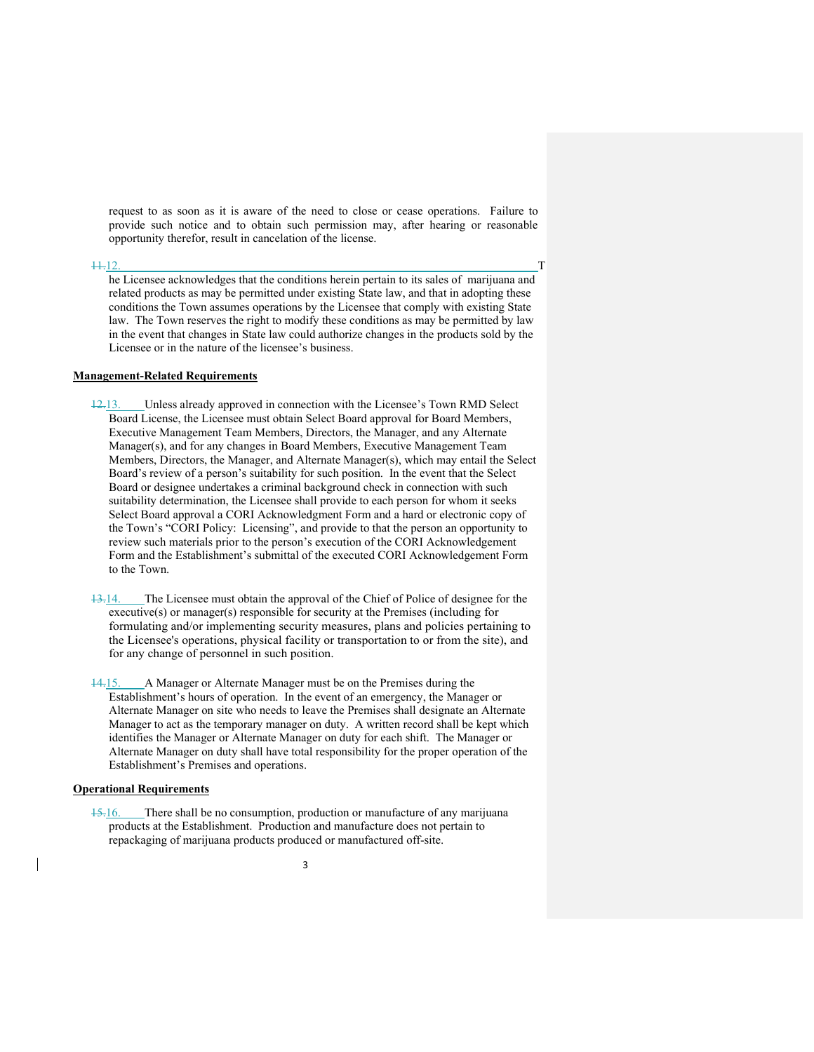request to as soon as it is aware of the need to close or cease operations. Failure to provide such notice and to obtain such permission may, after hearing or reasonable opportunity therefor, result in cancelation of the license.

~~11.~~12. The Licensee acknowledges that the conditions herein pertain to its sales of marijuana and related products as may be permitted under existing State law, and that in adopting these conditions the Town assumes operations by the Licensee that comply with existing State law. The Town reserves the right to modify these conditions as may be permitted by law in the event that changes in State law could authorize changes in the products sold by the Licensee or in the nature of the licensee's business.

**Management-Related Requirements**

~~12.~~13. Unless already approved in connection with the Licensee's Town RMD Select Board License, the Licensee must obtain Select Board approval for Board Members, Executive Management Team Members, Directors, the Manager, and any Alternate Manager(s), and for any changes in Board Members, Executive Management Team Members, Directors, the Manager, and Alternate Manager(s), which may entail the Select Board's review of a person's suitability for such position. In the event that the Select Board or designee undertakes a criminal background check in connection with such suitability determination, the Licensee shall provide to each person for whom it seeks Select Board approval a CORI Acknowledgment Form and a hard or electronic copy of the Town's "CORI Policy: Licensing", and provide to that the person an opportunity to review such materials prior to the person's execution of the CORI Acknowledgement Form and the Establishment's submittal of the executed CORI Acknowledgement Form to the Town.

~~13.~~14. The Licensee must obtain the approval of the Chief of Police of designee for the executive(s) or manager(s) responsible for security at the Premises (including for formulating and/or implementing security measures, plans and policies pertaining to the Licensee's operations, physical facility or transportation to or from the site), and for any change of personnel in such position.

~~14.~~15. A Manager or Alternate Manager must be on the Premises during the Establishment's hours of operation. In the event of an emergency, the Manager or Alternate Manager on site who needs to leave the Premises shall designate an Alternate Manager to act as the temporary manager on duty. A written record shall be kept which identifies the Manager or Alternate Manager on duty for each shift. The Manager or Alternate Manager on duty shall have total responsibility for the proper operation of the Establishment's Premises and operations.

**Operational Requirements**

~~15.~~16. There shall be no consumption, production or manufacture of any marijuana products at the Establishment. Production and manufacture does not pertain to repackaging of marijuana products produced or manufactured off-site.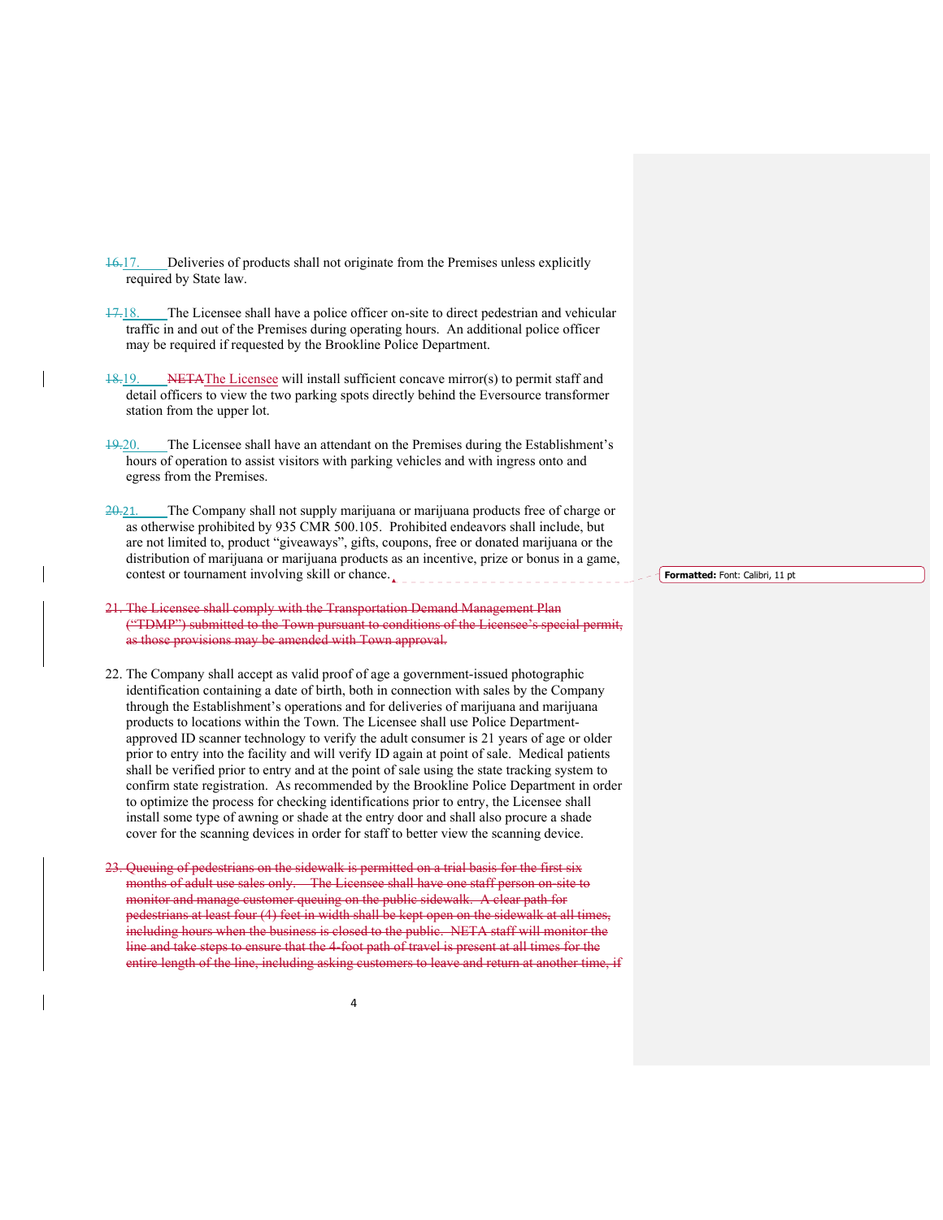~~16.~~17. Deliveries of products shall not originate from the Premises unless explicitly required by State law.

~~17.~~18. The Licensee shall have a police officer on-site to direct pedestrian and vehicular traffic in and out of the Premises during operating hours. An additional police officer may be required if requested by the Brookline Police Department.

~~18.~~19. ~~NETA~~The Licensee will install sufficient concave mirror(s) to permit staff and detail officers to view the two parking spots directly behind the Eversource transformer station from the upper lot.

~~19.~~20. The Licensee shall have an attendant on the Premises during the Establishment's hours of operation to assist visitors with parking vehicles and with ingress onto and egress from the Premises.

~~20.~~21. The Company shall not supply marijuana or marijuana products free of charge or as otherwise prohibited by 935 CMR 500.105. Prohibited endeavors shall include, but are not limited to, product "giveaways", gifts, coupons, free or donated marijuana or the distribution of marijuana or marijuana products as an incentive, prize or bonus in a game, contest or tournament involving skill or chance.

Formatted: Font: Calibri, 11 pt

~~21. The Licensee shall comply with the Transportation Demand Management Plan ("TDMP") submitted to the Town pursuant to conditions of the Licensee's special permit, as those provisions may be amended with Town approval.~~

22. The Company shall accept as valid proof of age a government-issued photographic identification containing a date of birth, both in connection with sales by the Company through the Establishment's operations and for deliveries of marijuana and marijuana products to locations within the Town. The Licensee shall use Police Department-approved ID scanner technology to verify the adult consumer is 21 years of age or older prior to entry into the facility and will verify ID again at point of sale. Medical patients shall be verified prior to entry and at the point of sale using the state tracking system to confirm state registration. As recommended by the Brookline Police Department in order to optimize the process for checking identifications prior to entry, the Licensee shall install some type of awning or shade at the entry door and shall also procure a shade cover for the scanning devices in order for staff to better view the scanning device.

~~23. Queuing of pedestrians on the sidewalk is permitted on a trial basis for the first six months of adult use sales only. The Licensee shall have one staff person on-site to monitor and manage customer queuing on the public sidewalk. A clear path for pedestrians at least four (4) feet in width shall be kept open on the sidewalk at all times, including hours when the business is closed to the public. NETA staff will monitor the line and take steps to ensure that the 4-foot path of travel is present at all times for the entire length of the line, including asking customers to leave and return at another time, if~~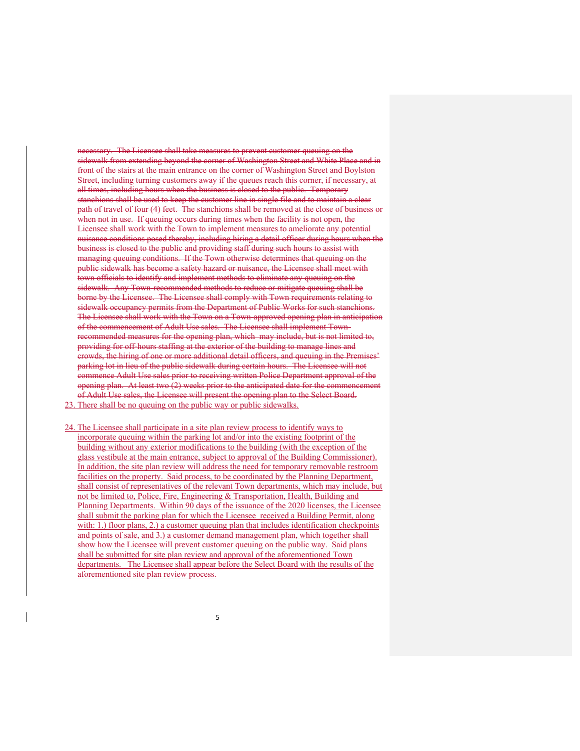~~necessary. The Licensee shall take measures to prevent customer queuing on the sidewalk from extending beyond the corner of Washington Street and White Place and in front of the stairs at the main entrance on the corner of Washington Street and Boylston Street, including turning customers away if the queues reach this corner, if necessary, at all times, including hours when the business is closed to the public. Temporary stanchions shall be used to keep the customer line in single file and to maintain a clear path of travel of four (4) feet. The stanchions shall be removed at the close of business or when not in use. If queuing occurs during times when the facility is not open, the Licensee shall work with the Town to implement measures to ameliorate any potential nuisance conditions posed thereby, including hiring a detail officer during hours when the business is closed to the public and providing staff during such hours to assist with managing queuing conditions. If the Town otherwise determines that queuing on the public sidewalk has become a safety hazard or nuisance, the Licensee shall meet with town officials to identify and implement methods to eliminate any queuing on the sidewalk. Any Town-recommended methods to reduce or mitigate queuing shall be borne by the Licensee. The Licensee shall comply with Town requirements relating to sidewalk occupancy permits from the Department of Public Works for such stanchions. The Licensee shall work with the Town on a Town-approved opening plan in anticipation of the commencement of Adult Use sales. The Licensee shall implement Town-recommended measures for the opening plan, which may include, but is not limited to, providing for off-hours staffing at the exterior of the building to manage lines and crowds, the hiring of one or more additional detail officers, and queuing in the Premises' parking lot in lieu of the public sidewalk during certain hours. The Licensee will not commence Adult Use sales prior to receiving written Police Department approval of the opening plan. At least two (2) weeks prior to the anticipated date for the commencement of Adult Use sales, the Licensee will present the opening plan to the Select Board.~~

23. There shall be no queuing on the public way or public sidewalks.

24. The Licensee shall participate in a site plan review process to identify ways to incorporate queuing within the parking lot and/or into the existing footprint of the building without any exterior modifications to the building (with the exception of the glass vestibule at the main entrance, subject to approval of the Building Commissioner). In addition, the site plan review will address the need for temporary removable restroom facilities on the property. Said process, to be coordinated by the Planning Department, shall consist of representatives of the relevant Town departments, which may include, but not be limited to, Police, Fire, Engineering & Transportation, Health, Building and Planning Departments. Within 90 days of the issuance of the 2020 licenses, the Licensee shall submit the parking plan for which the Licensee received a Building Permit, along with: 1.) floor plans, 2.) a customer queuing plan that includes identification checkpoints and points of sale, and 3.) a customer demand management plan, which together shall show how the Licensee will prevent customer queuing on the public way. Said plans shall be submitted for site plan review and approval of the aforementioned Town departments. The Licensee shall appear before the Select Board with the results of the aforementioned site plan review process.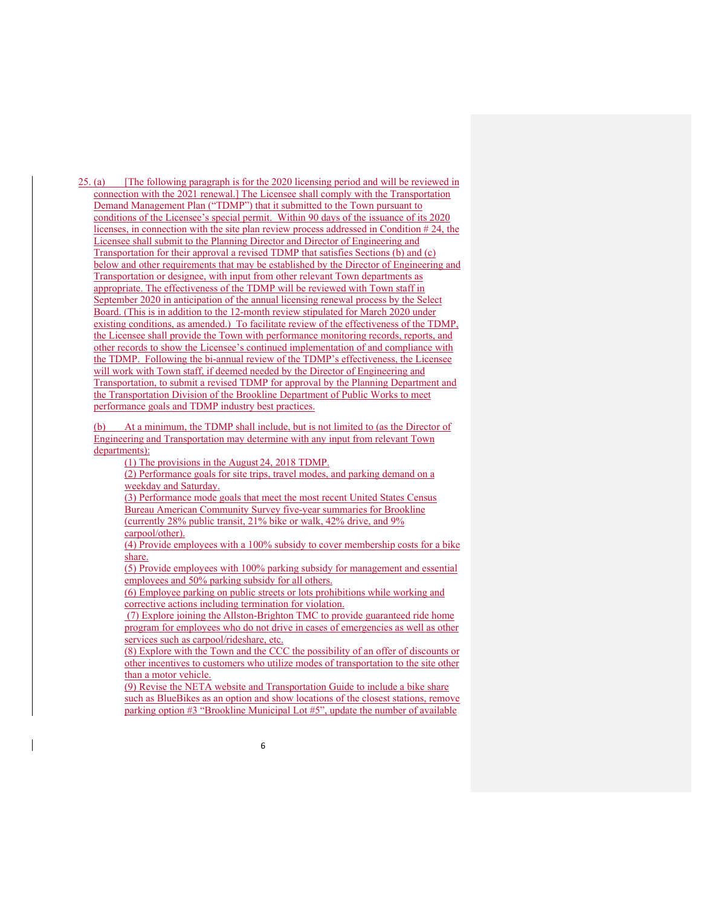25. (a) [The following paragraph is for the 2020 licensing period and will be reviewed in connection with the 2021 renewal.] The Licensee shall comply with the Transportation Demand Management Plan ("TDMP") that it submitted to the Town pursuant to conditions of the Licensee's special permit. Within 90 days of the issuance of its 2020 licenses, in connection with the site plan review process addressed in Condition # 24, the Licensee shall submit to the Planning Director and Director of Engineering and Transportation for their approval a revised TDMP that satisfies Sections (b) and (c) below and other requirements that may be established by the Director of Engineering and Transportation or designee, with input from other relevant Town departments as appropriate. The effectiveness of the TDMP will be reviewed with Town staff in September 2020 in anticipation of the annual licensing renewal process by the Select Board. (This is in addition to the 12-month review stipulated for March 2020 under existing conditions, as amended.) To facilitate review of the effectiveness of the TDMP, the Licensee shall provide the Town with performance monitoring records, reports, and other records to show the Licensee's continued implementation of and compliance with the TDMP. Following the bi-annual review of the TDMP's effectiveness, the Licensee will work with Town staff, if deemed needed by the Director of Engineering and Transportation, to submit a revised TDMP for approval by the Planning Department and the Transportation Division of the Brookline Department of Public Works to meet performance goals and TDMP industry best practices.

(b) At a minimum, the TDMP shall include, but is not limited to (as the Director of Engineering and Transportation may determine with any input from relevant Town departments):

(1) The provisions in the August 24, 2018 TDMP.
(2) Performance goals for site trips, travel modes, and parking demand on a weekday and Saturday.
(3) Performance mode goals that meet the most recent United States Census Bureau American Community Survey five-year summaries for Brookline (currently 28% public transit, 21% bike or walk, 42% drive, and 9% carpool/other).
(4) Provide employees with a 100% subsidy to cover membership costs for a bike share.
(5) Provide employees with 100% parking subsidy for management and essential employees and 50% parking subsidy for all others.
(6) Employee parking on public streets or lots prohibitions while working and corrective actions including termination for violation.
(7) Explore joining the Allston-Brighton TMC to provide guaranteed ride home program for employees who do not drive in cases of emergencies as well as other services such as carpool/rideshare, etc.
(8) Explore with the Town and the CCC the possibility of an offer of discounts or other incentives to customers who utilize modes of transportation to the site other than a motor vehicle.
(9) Revise the NETA website and Transportation Guide to include a bike share such as BlueBikes as an option and show locations of the closest stations, remove parking option #3 "Brookline Municipal Lot #5", update the number of available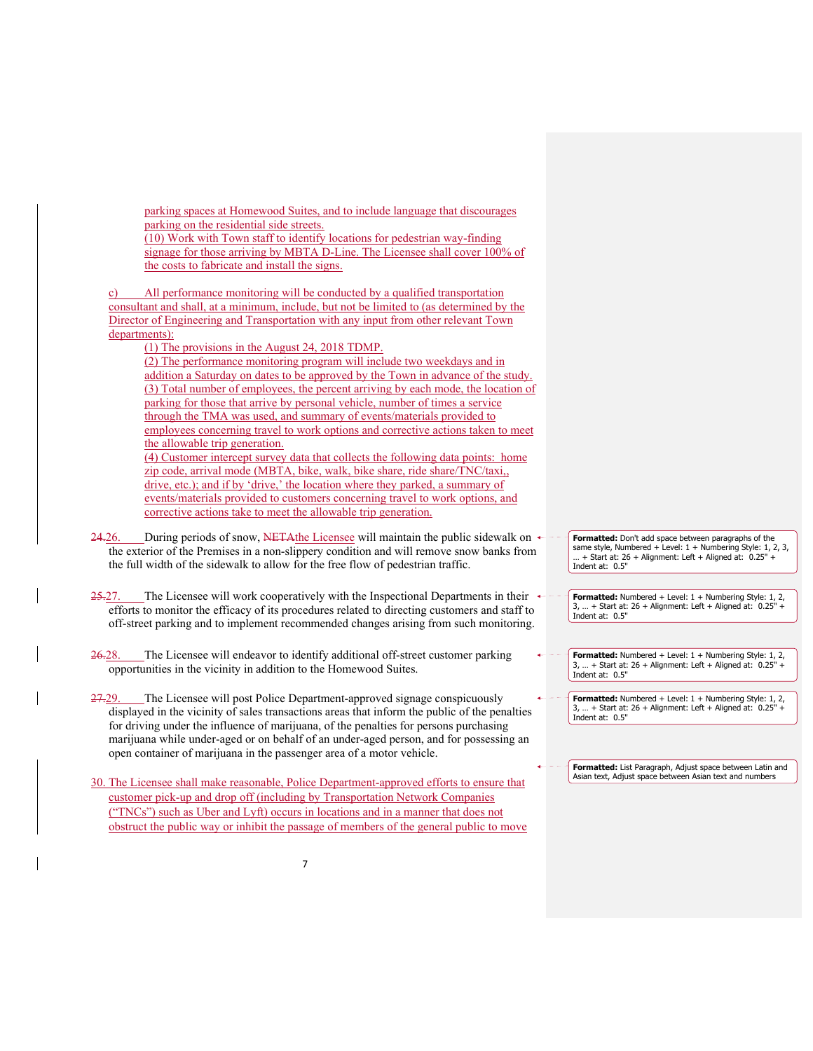parking spaces at Homewood Suites, and to include language that discourages parking on the residential side streets.

(10) Work with Town staff to identify locations for pedestrian way-finding signage for those arriving by MBTA D-Line. The Licensee shall cover 100% of the costs to fabricate and install the signs.

c) All performance monitoring will be conducted by a qualified transportation consultant and shall, at a minimum, include, but not be limited to (as determined by the Director of Engineering and Transportation with any input from other relevant Town departments):

(1) The provisions in the August 24, 2018 TDMP.

(2) The performance monitoring program will include two weekdays and in addition a Saturday on dates to be approved by the Town in advance of the study.

(3) Total number of employees, the percent arriving by each mode, the location of parking for those that arrive by personal vehicle, number of times a service through the TMA was used, and summary of events/materials provided to employees concerning travel to work options and corrective actions taken to meet the allowable trip generation.

(4) Customer intercept survey data that collects the following data points: home zip code, arrival mode (MBTA, bike, walk, bike share, ride share/TNC/taxi,, drive, etc.); and if by 'drive,' the location where they parked, a summary of events/materials provided to customers concerning travel to work options, and corrective actions take to meet the allowable trip generation.

~~24.~~26. During periods of snow, ~~NETA~~the Licensee will maintain the public sidewalk on the exterior of the Premises in a non-slippery condition and will remove snow banks from the full width of the sidewalk to allow for the free flow of pedestrian traffic.

~~25.~~27. The Licensee will work cooperatively with the Inspectional Departments in their efforts to monitor the efficacy of its procedures related to directing customers and staff to off-street parking and to implement recommended changes arising from such monitoring.

~~26.~~28. The Licensee will endeavor to identify additional off-street customer parking opportunities in the vicinity in addition to the Homewood Suites.

~~27.~~29. The Licensee will post Police Department-approved signage conspicuously displayed in the vicinity of sales transactions areas that inform the public of the penalties for driving under the influence of marijuana, of the penalties for persons purchasing marijuana while under-aged or on behalf of an under-aged person, and for possessing an open container of marijuana in the passenger area of a motor vehicle.

30. The Licensee shall make reasonable, Police Department-approved efforts to ensure that customer pick-up and drop off (including by Transportation Network Companies ("TNCs") such as Uber and Lyft) occurs in locations and in a manner that does not obstruct the public way or inhibit the passage of members of the general public to move

> **Formatted:** Don't add space between paragraphs of the same style, Numbered + Level: 1 + Numbering Style: 1, 2, 3, … + Start at: 26 + Alignment: Left + Aligned at: 0.25" + Indent at: 0.5"

> **Formatted:** Numbered + Level: 1 + Numbering Style: 1, 2, 3, … + Start at: 26 + Alignment: Left + Aligned at: 0.25" + Indent at: 0.5"

> **Formatted:** Numbered + Level: 1 + Numbering Style: 1, 2, 3, … + Start at: 26 + Alignment: Left + Aligned at: 0.25" + Indent at: 0.5"

> **Formatted:** Numbered + Level: 1 + Numbering Style: 1, 2, 3, … + Start at: 26 + Alignment: Left + Aligned at: 0.25" + Indent at: 0.5"

> **Formatted:** List Paragraph, Adjust space between Latin and Asian text, Adjust space between Asian text and numbers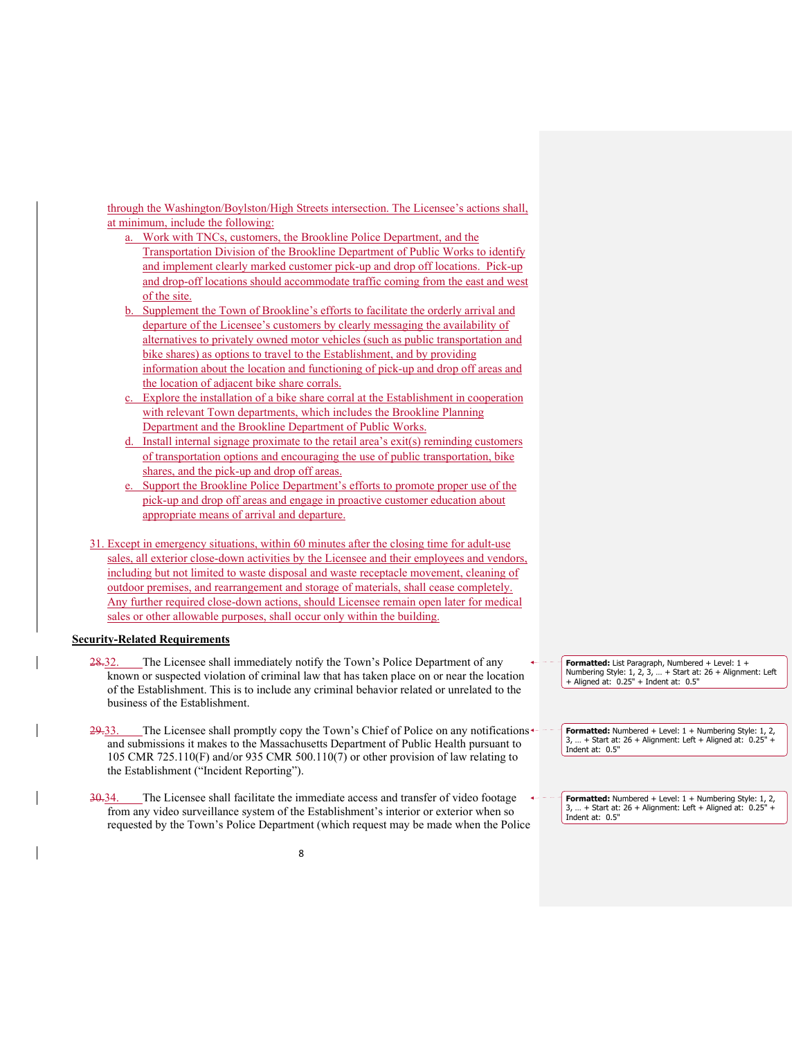through the Washington/Boylston/High Streets intersection. The Licensee's actions shall, at minimum, include the following:

a. Work with TNCs, customers, the Brookline Police Department, and the Transportation Division of the Brookline Department of Public Works to identify and implement clearly marked customer pick-up and drop off locations. Pick-up and drop-off locations should accommodate traffic coming from the east and west of the site.
b. Supplement the Town of Brookline's efforts to facilitate the orderly arrival and departure of the Licensee's customers by clearly messaging the availability of alternatives to privately owned motor vehicles (such as public transportation and bike shares) as options to travel to the Establishment, and by providing information about the location and functioning of pick-up and drop off areas and the location of adjacent bike share corrals.
c. Explore the installation of a bike share corral at the Establishment in cooperation with relevant Town departments, which includes the Brookline Planning Department and the Brookline Department of Public Works.
d. Install internal signage proximate to the retail area's exit(s) reminding customers of transportation options and encouraging the use of public transportation, bike shares, and the pick-up and drop off areas.
e. Support the Brookline Police Department's efforts to promote proper use of the pick-up and drop off areas and engage in proactive customer education about appropriate means of arrival and departure.

31. Except in emergency situations, within 60 minutes after the closing time for adult-use sales, all exterior close-down activities by the Licensee and their employees and vendors, including but not limited to waste disposal and waste receptacle movement, cleaning of outdoor premises, and rearrangement and storage of materials, shall cease completely. Any further required close-down actions, should Licensee remain open later for medical sales or other allowable purposes, shall occur only within the building.

**Security-Related Requirements**

~~28.~~32. The Licensee shall immediately notify the Town's Police Department of any known or suspected violation of criminal law that has taken place on or near the location of the Establishment. This is to include any criminal behavior related or unrelated to the business of the Establishment.

~~29.~~33. The Licensee shall promptly copy the Town's Chief of Police on any notifications and submissions it makes to the Massachusetts Department of Public Health pursuant to 105 CMR 725.110(F) and/or 935 CMR 500.110(7) or other provision of law relating to the Establishment ("Incident Reporting").

~~30.~~34. The Licensee shall facilitate the immediate access and transfer of video footage from any video surveillance system of the Establishment's interior or exterior when so requested by the Town's Police Department (which request may be made when the Police

**Formatted:** List Paragraph, Numbered + Level: 1 + Numbering Style: 1, 2, 3, … + Start at: 26 + Alignment: Left + Aligned at: 0.25" + Indent at: 0.5"

**Formatted:** Numbered + Level: 1 + Numbering Style: 1, 2, 3, … + Start at: 26 + Alignment: Left + Aligned at: 0.25" + Indent at: 0.5"

**Formatted:** Numbered + Level: 1 + Numbering Style: 1, 2, 3, … + Start at: 26 + Alignment: Left + Aligned at: 0.25" + Indent at: 0.5"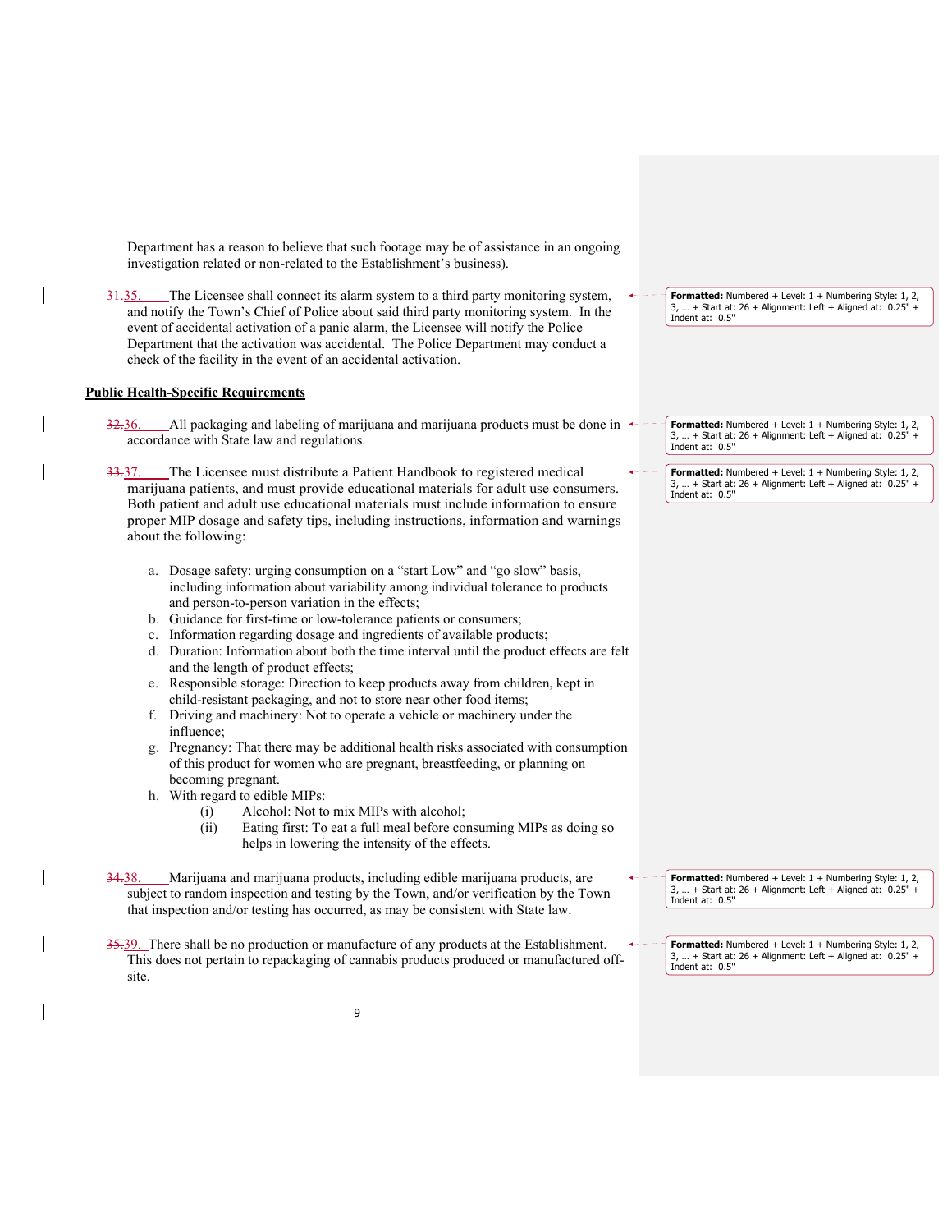Department has a reason to believe that such footage may be of assistance in an ongoing investigation related or non-related to the Establishment's business).

~~31.~~35. The Licensee shall connect its alarm system to a third party monitoring system, and notify the Town's Chief of Police about said third party monitoring system. In the event of accidental activation of a panic alarm, the Licensee will notify the Police Department that the activation was accidental. The Police Department may conduct a check of the facility in the event of an accidental activation.

**Public Health-Specific Requirements**

~~32.~~36. All packaging and labeling of marijuana and marijuana products must be done in accordance with State law and regulations.

~~33.~~37. The Licensee must distribute a Patient Handbook to registered medical marijuana patients, and must provide educational materials for adult use consumers. Both patient and adult use educational materials must include information to ensure proper MIP dosage and safety tips, including instructions, information and warnings about the following:

a. Dosage safety: urging consumption on a "start Low" and "go slow" basis, including information about variability among individual tolerance to products and person-to-person variation in the effects;
b. Guidance for first-time or low-tolerance patients or consumers;
c. Information regarding dosage and ingredients of available products;
d. Duration: Information about both the time interval until the product effects are felt and the length of product effects;
e. Responsible storage: Direction to keep products away from children, kept in child-resistant packaging, and not to store near other food items;
f. Driving and machinery: Not to operate a vehicle or machinery under the influence;
g. Pregnancy: That there may be additional health risks associated with consumption of this product for women who are pregnant, breastfeeding, or planning on becoming pregnant.
h. With regard to edible MIPs:
   (i) Alcohol: Not to mix MIPs with alcohol;
   (ii) Eating first: To eat a full meal before consuming MIPs as doing so helps in lowering the intensity of the effects.

~~34.~~38. Marijuana and marijuana products, including edible marijuana products, are subject to random inspection and testing by the Town, and/or verification by the Town that inspection and/or testing has occurred, as may be consistent with State law.

~~35.~~39. There shall be no production or manufacture of any products at the Establishment. This does not pertain to repackaging of cannabis products produced or manufactured off-site.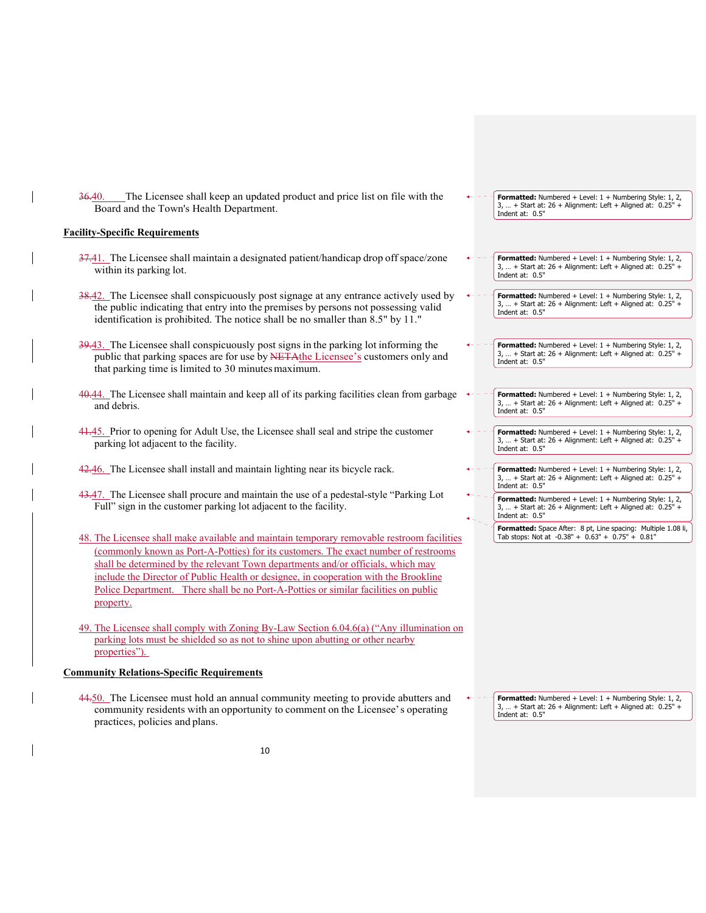36.40. The Licensee shall keep an updated product and price list on file with the Board and the Town's Health Department.

**Facility-Specific Requirements**

37.41. The Licensee shall maintain a designated patient/handicap drop off space/zone within its parking lot.

38.42. The Licensee shall conspicuously post signage at any entrance actively used by the public indicating that entry into the premises by persons not possessing valid identification is prohibited. The notice shall be no smaller than 8.5" by 11."

39.43. The Licensee shall conspicuously post signs in the parking lot informing the public that parking spaces are for use by NETAthe Licensee's customers only and that parking time is limited to 30 minutes maximum.

40.44. The Licensee shall maintain and keep all of its parking facilities clean from garbage and debris.

41.45. Prior to opening for Adult Use, the Licensee shall seal and stripe the customer parking lot adjacent to the facility.

42.46. The Licensee shall install and maintain lighting near its bicycle rack.

43.47. The Licensee shall procure and maintain the use of a pedestal-style "Parking Lot Full" sign in the customer parking lot adjacent to the facility.

48. The Licensee shall make available and maintain temporary removable restroom facilities (commonly known as Port-A-Potties) for its customers. The exact number of restrooms shall be determined by the relevant Town departments and/or officials, which may include the Director of Public Health or designee, in cooperation with the Brookline Police Department. There shall be no Port-A-Potties or similar facilities on public property.

49. The Licensee shall comply with Zoning By-Law Section 6.04.6(a) ("Any illumination on parking lots must be shielded so as not to shine upon abutting or other nearby properties").

**Community Relations-Specific Requirements**

44.50. The Licensee must hold an annual community meeting to provide abutters and community residents with an opportunity to comment on the Licensee's operating practices, policies and plans.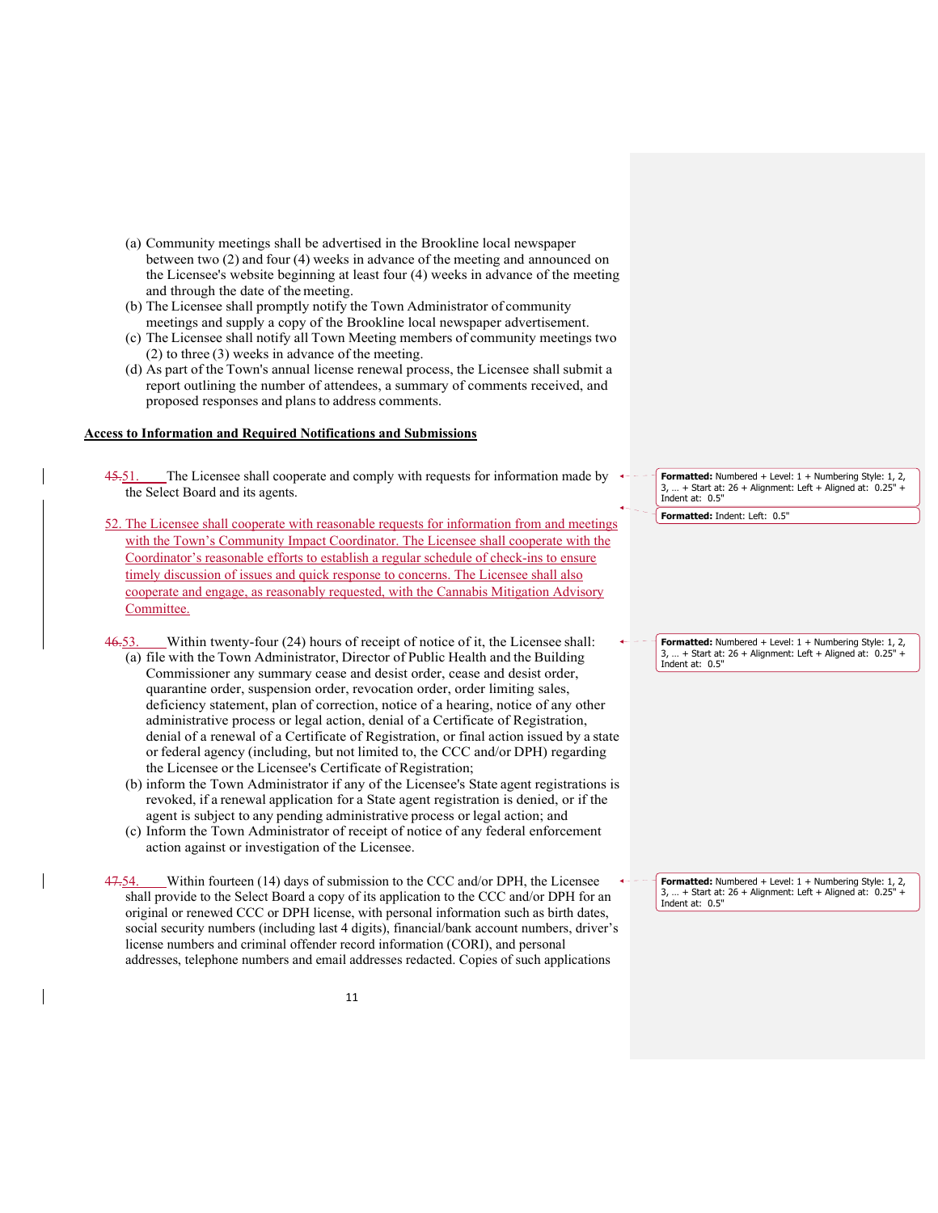(a) Community meetings shall be advertised in the Brookline local newspaper between two (2) and four (4) weeks in advance of the meeting and announced on the Licensee's website beginning at least four (4) weeks in advance of the meeting and through the date of the meeting.

(b) The Licensee shall promptly notify the Town Administrator of community meetings and supply a copy of the Brookline local newspaper advertisement.

(c) The Licensee shall notify all Town Meeting members of community meetings two (2) to three (3) weeks in advance of the meeting.

(d) As part of the Town's annual license renewal process, the Licensee shall submit a report outlining the number of attendees, a summary of comments received, and proposed responses and plans to address comments.

**Access to Information and Required Notifications and Submissions**

~~45.~~51. The Licensee shall cooperate and comply with requests for information made by the Select Board and its agents.

52. The Licensee shall cooperate with reasonable requests for information from and meetings with the Town's Community Impact Coordinator. The Licensee shall cooperate with the Coordinator's reasonable efforts to establish a regular schedule of check-ins to ensure timely discussion of issues and quick response to concerns. The Licensee shall also cooperate and engage, as reasonably requested, with the Cannabis Mitigation Advisory Committee.

~~46.~~53. Within twenty-four (24) hours of receipt of notice of it, the Licensee shall:

(a) file with the Town Administrator, Director of Public Health and the Building Commissioner any summary cease and desist order, cease and desist order, quarantine order, suspension order, revocation order, order limiting sales, deficiency statement, plan of correction, notice of a hearing, notice of any other administrative process or legal action, denial of a Certificate of Registration, denial of a renewal of a Certificate of Registration, or final action issued by a state or federal agency (including, but not limited to, the CCC and/or DPH) regarding the Licensee or the Licensee's Certificate of Registration;

(b) inform the Town Administrator if any of the Licensee's State agent registrations is revoked, if a renewal application for a State agent registration is denied, or if the agent is subject to any pending administrative process or legal action; and

(c) Inform the Town Administrator of receipt of notice of any federal enforcement action against or investigation of the Licensee.

~~47.~~54. Within fourteen (14) days of submission to the CCC and/or DPH, the Licensee shall provide to the Select Board a copy of its application to the CCC and/or DPH for an original or renewed CCC or DPH license, with personal information such as birth dates, social security numbers (including last 4 digits), financial/bank account numbers, driver's license numbers and criminal offender record information (CORI), and personal addresses, telephone numbers and email addresses redacted. Copies of such applications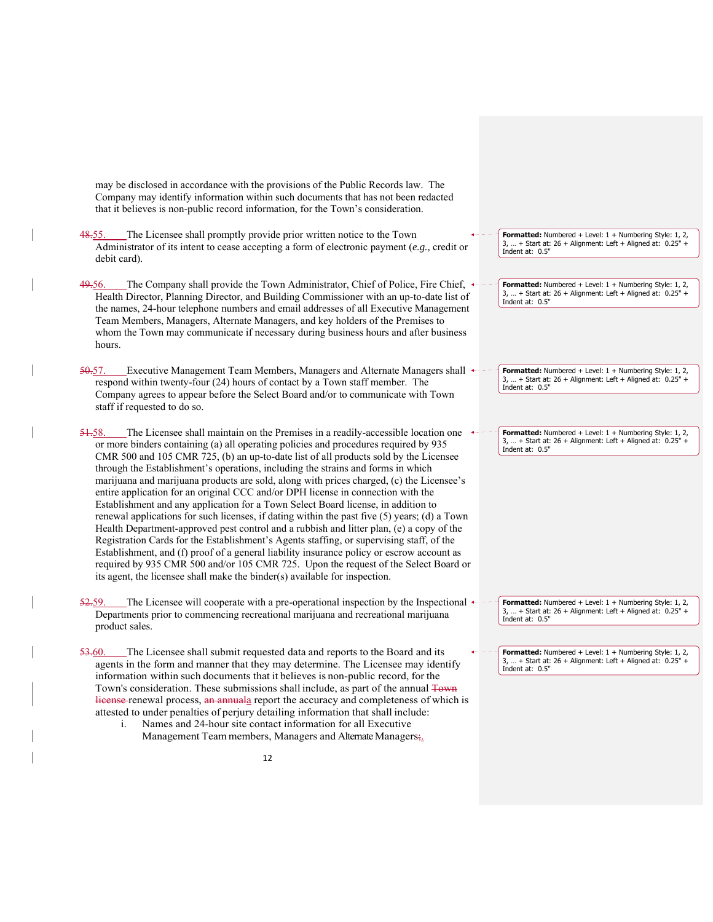may be disclosed in accordance with the provisions of the Public Records law. The Company may identify information within such documents that has not been redacted that it believes is non-public record information, for the Town's consideration.

~~48.~~55. The Licensee shall promptly provide prior written notice to the Town Administrator of its intent to cease accepting a form of electronic payment (*e.g.*, credit or debit card).

~~49.~~56. The Company shall provide the Town Administrator, Chief of Police, Fire Chief, Health Director, Planning Director, and Building Commissioner with an up-to-date list of the names, 24-hour telephone numbers and email addresses of all Executive Management Team Members, Managers, Alternate Managers, and key holders of the Premises to whom the Town may communicate if necessary during business hours and after business hours.

~~50.~~57. Executive Management Team Members, Managers and Alternate Managers shall respond within twenty-four (24) hours of contact by a Town staff member. The Company agrees to appear before the Select Board and/or to communicate with Town staff if requested to do so.

~~51.~~58. The Licensee shall maintain on the Premises in a readily-accessible location one or more binders containing (a) all operating policies and procedures required by 935 CMR 500 and 105 CMR 725, (b) an up-to-date list of all products sold by the Licensee through the Establishment's operations, including the strains and forms in which marijuana and marijuana products are sold, along with prices charged, (c) the Licensee's entire application for an original CCC and/or DPH license in connection with the Establishment and any application for a Town Select Board license, in addition to renewal applications for such licenses, if dating within the past five (5) years; (d) a Town Health Department-approved pest control and a rubbish and litter plan, (e) a copy of the Registration Cards for the Establishment's Agents staffing, or supervising staff, of the Establishment, and (f) proof of a general liability insurance policy or escrow account as required by 935 CMR 500 and/or 105 CMR 725. Upon the request of the Select Board or its agent, the licensee shall make the binder(s) available for inspection.

~~52.~~59. The Licensee will cooperate with a pre-operational inspection by the Inspectional Departments prior to commencing recreational marijuana and recreational marijuana product sales.

~~53.~~60. The Licensee shall submit requested data and reports to the Board and its agents in the form and manner that they may determine. The Licensee may identify information within such documents that it believes is non-public record, for the Town's consideration. These submissions shall include, as part of the annual ~~Town license~~ renewal process, ~~an annual~~a report the accuracy and completeness of which is attested to under penalties of perjury detailing information that shall include:

i. Names and 24-hour site contact information for all Executive Management Team members, Managers and Alternate Managers~~;~~.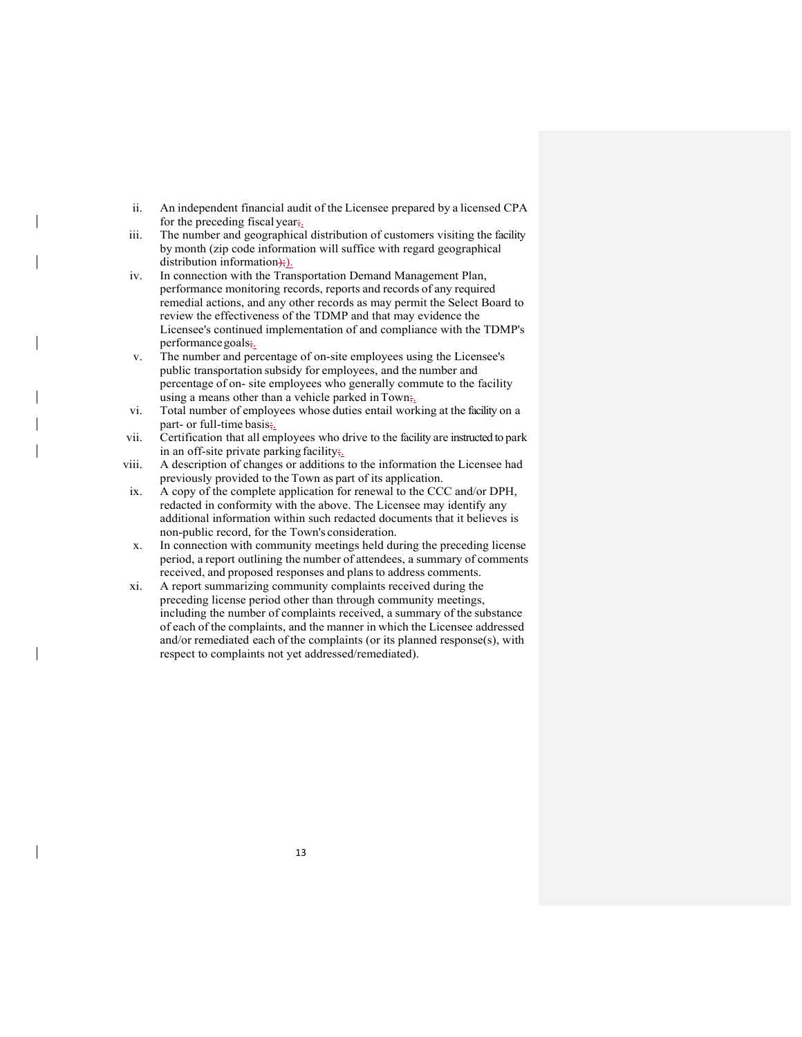ii. An independent financial audit of the Licensee prepared by a licensed CPA for the preceding fiscal year.

iii. The number and geographical distribution of customers visiting the facility by month (zip code information will suffice with regard geographical distribution information).

iv. In connection with the Transportation Demand Management Plan, performance monitoring records, reports and records of any required remedial actions, and any other records as may permit the Select Board to review the effectiveness of the TDMP and that may evidence the Licensee's continued implementation of and compliance with the TDMP's performance goals.

v. The number and percentage of on-site employees using the Licensee's public transportation subsidy for employees, and the number and percentage of on- site employees who generally commute to the facility using a means other than a vehicle parked in Town.

vi. Total number of employees whose duties entail working at the facility on a part- or full-time basis.

vii. Certification that all employees who drive to the facility are instructed to park in an off-site private parking facility.

viii. A description of changes or additions to the information the Licensee had previously provided to the Town as part of its application.

ix. A copy of the complete application for renewal to the CCC and/or DPH, redacted in conformity with the above. The Licensee may identify any additional information within such redacted documents that it believes is non-public record, for the Town's consideration.

x. In connection with community meetings held during the preceding license period, a report outlining the number of attendees, a summary of comments received, and proposed responses and plans to address comments.

xi. A report summarizing community complaints received during the preceding license period other than through community meetings, including the number of complaints received, a summary of the substance of each of the complaints, and the manner in which the Licensee addressed and/or remediated each of the complaints (or its planned response(s), with respect to complaints not yet addressed/remediated).